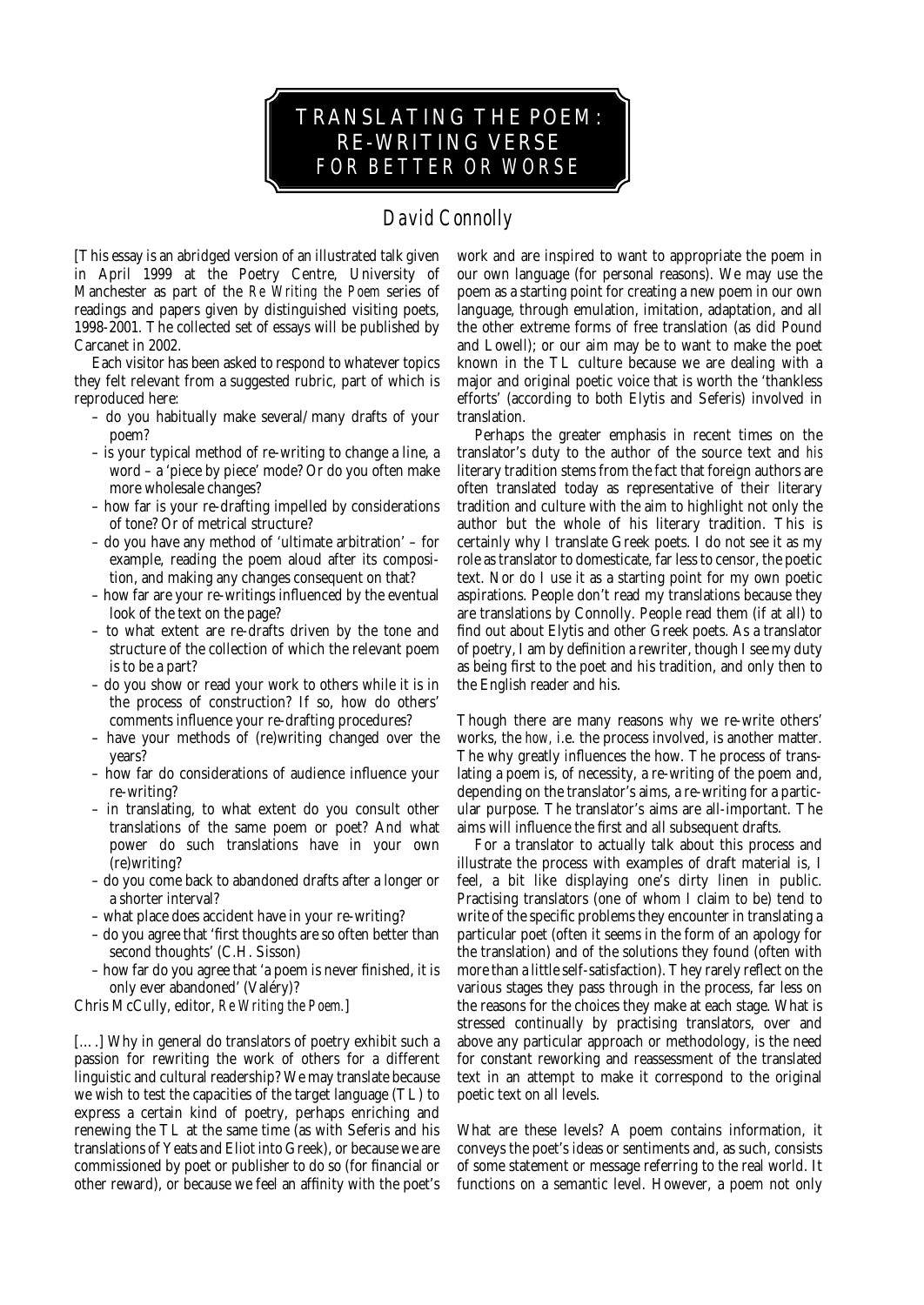# TRANSLATING THE POEM: RE-WRITING VERSE FOR BETTER OR WORSE

## David Connolly

[This essay is an abridged version of an illustrated talk given in April 1999 at the Poetry Centre, University of Manchester as part of the *Re Writing the Poem* series of readings and papers given by distinguished visiting poets, 1998-2001. The collected set of essays will be published by Carcanet in 2002.

Each visitor has been asked to respond to whatever topics they felt relevant from a suggested rubric, part of which is reproduced here:

- do you habitually make several/many drafts of your poem?
- is your typical method of re-writing to change a line, a word – a 'piece by piece' mode? Or do you often make more wholesale changes?
- how far is your re-drafting impelled by considerations of tone? Or of metrical structure?
- do you have any method of 'ultimate arbitration' – for example, reading the poem aloud after its composition, and making any changes consequent on that?
- how far are your re-writings influenced by the eventual look of the text on the page?
- to what extent are re-drafts driven by the tone and structure of the collection of which the relevant poem is to be a part?
- do you show or read your work to others while it is in the process of construction? If so, how do others' comments influence your re-drafting procedures?
- have your methods of (re)writing changed over the years?
- how far do considerations of audience influence your re-writing?
- in translating, to what extent do you consult other translations of the same poem or poet? And what power do such translations have in your own (re)writing?
- do you come back to abandoned drafts after a longer or a shorter interval?
- what place does accident have in your re-writing?
- do you agree that 'first thoughts are so often better than second thoughts' (C.H. Sisson)
- how far do you agree that 'a poem is never finished, it is only ever abandoned' (Valéry)?

Chris McCully, editor, *Re Writing the Poem*.]

[....] Why in general do translators of poetry exhibit such a passion for rewriting the work of others for a different linguistic and cultural readership? We may translate because we wish to test the capacities of the target language (TL) to express a certain kind of poetry, perhaps enriching and renewing the TL at the same time (as with Seferis and his translations of Yeats and Eliot into Greek), or because we are commissioned by poet or publisher to do so (for financial or other reward), or because we feel an affinity with the poet's work and are inspired to want to appropriate the poem in our own language (for personal reasons). We may use the poem as a starting point for creating a new poem in our own language, through emulation, imitation, adaptation, and all the other extreme forms of free translation (as did Pound and Lowell); or our aim may be to want to make the poet known in the TL culture because we are dealing with a major and original poetic voice that is worth the 'thankless efforts' (according to both Elytis and Seferis) involved in translation.

Perhaps the greater emphasis in recent times on the translator's duty to the author of the source text and *his* literary tradition stems from the fact that foreign authors are often translated today as representative of their literary tradition and culture with the aim to highlight not only the author but the whole of his literary tradition. This is certainly why I translate Greek poets. I do not see it as my role as translator to domesticate, far less to censor, the poetic text. Nor do I use it as a starting point for my own poetic aspirations. People don't read my translations because they are translations by Connolly. People read them (if at all) to find out about Elytis and other Greek poets. As a translator of poetry, I am by definition a rewriter, though I see my duty as being first to the poet and his tradition, and only then to the English reader and his.

Though there are many reasons *why* we re-write others' works, the *how*, i.e. the process involved, is another matter. The why greatly influences the how. The process of translating a poem is, of necessity, a re-writing of the poem and, depending on the translator's aims, a re-writing for a particular purpose. The translator's aims are all-important. The aims will influence the first and all subsequent drafts.

For a translator to actually talk about this process and illustrate the process with examples of draft material is, I feel, a bit like displaying one's dirty linen in public. Practising translators (one of whom I claim to be) tend to write of the specific problems they encounter in translating a particular poet (often it seems in the form of an apology for the translation) and of the solutions they found (often with more than a little self-satisfaction). They rarely reflect on the various stages they pass through in the process, far less on the reasons for the choices they make at each stage. What is stressed continually by practising translators, over and above any particular approach or methodology, is the need for constant reworking and reassessment of the translated text in an attempt to make it correspond to the original poetic text on all levels.

What are these levels? A poem contains information, it conveys the poet's ideas or sentiments and, as such, consists of some statement or message referring to the real world. It functions on a semantic level. However, a poem not only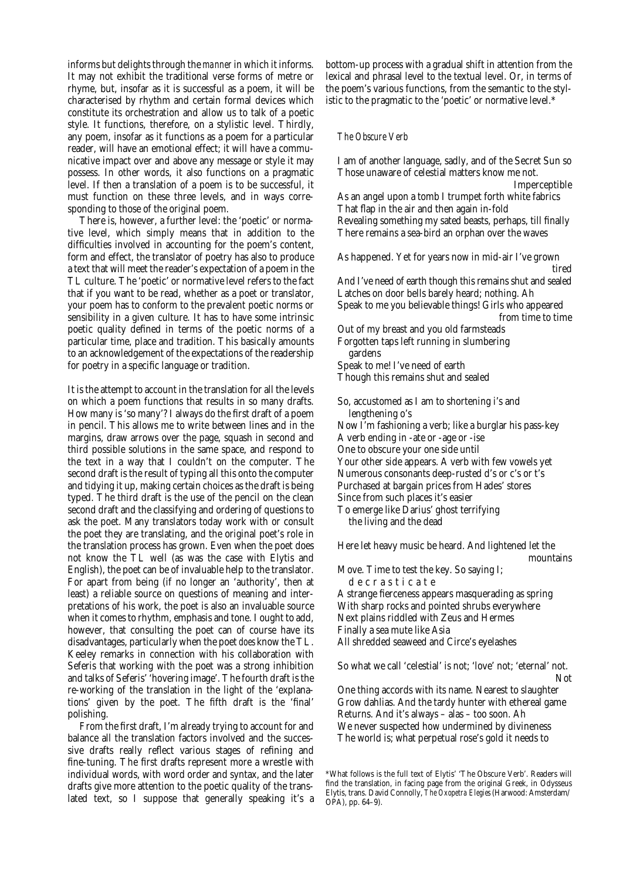informs but delights through the *manner* in which it informs. It may not exhibit the traditional verse forms of metre or rhyme, but, insofar as it is successful as a poem, it will be characterised by rhythm and certain formal devices which constitute its orchestration and allow us to talk of a poetic style. It functions, therefore, on a stylistic level. Thirdly, any poem, insofar as it functions as a poem for a particular reader, will have an emotional effect; it will have a communicative impact over and above any message or style it may possess. In other words, it also functions on a pragmatic level. If then a translation of a poem is to be successful, it must function on these three levels, and in ways corresponding to those of the original poem.

There is, however, a further level: the 'poetic' or normative level, which simply means that in addition to the difficulties involved in accounting for the poem's content, form and effect, the translator of poetry has also to produce a text that will meet the reader's expectation of a poem in the TL culture. The 'poetic' or normative level refers to the fact that if you want to be read, whether as a poet or translator, your poem has to conform to the prevalent poetic norms or sensibility in a given culture. It has to have some intrinsic poetic quality defined in terms of the poetic norms of a particular time, place and tradition. This basically amounts to an acknowledgement of the expectations of the readership for poetry in a specific language or tradition.

It is the attempt to account in the translation for all the levels on which a poem functions that results in so many drafts. How many is 'so many'? I always do the first draft of a poem in pencil. This allows me to write between lines and in the margins, draw arrows over the page, squash in second and third possible solutions in the same space, and respond to the text in a way that I couldn't on the computer. The second draft is the result of typing all this onto the computer and tidying it up, making certain choices as the draft is being typed. The third draft is the use of the pencil on the clean second draft and the classifying and ordering of questions to ask the poet. Many translators today work with or consult the poet they are translating, and the original poet's role in the translation process has grown. Even when the poet does not know the TL well (as was the case with Elytis and English), the poet can be of invaluable help to the translator. For apart from being (if no longer an 'authority', then at least) a reliable source on questions of meaning and interpretations of his work, the poet is also an invaluable source when it comes to rhythm, emphasis and tone. I ought to add, however, that consulting the poet can of course have its disadvantages, particularly when the poet *does* know the TL. Keeley remarks in connection with his collaboration with Seferis that working with the poet was a strong inhibition and talks of Seferis' 'hovering image'. The fourth draft is the re-working of the translation in the light of the 'explanations' given by the poet. The fifth draft is the 'final' polishing.

From the first draft, I'm already trying to account for and balance all the translation factors involved and the successive drafts really reflect various stages of refining and fine-tuning. The first drafts represent more a wrestle with individual words, with word order and syntax, and the later drafts give more attention to the poetic quality of the translated text, so I suppose that generally speaking it's a bottom-up process with a gradual shift in attention from the lexical and phrasal level to the textual level. Or, in terms of the poem's various functions, from the semantic to the stylistic to the pragmatic to the 'poetic' or normative level.*

*The Obscure Verb*

I am of another language, sadly, and of the Secret Sun so
Those unaware of celestial matters know me not.
Imperceptible
As an angel upon a tomb I trumpet forth white fabrics
That flap in the air and then again in-fold
Revealing something my sated beasts, perhaps, till finally
There remains a sea-bird an orphan over the waves

As happened. Yet for years now in mid-air I've grown tired
And I've need of earth though this remains shut and sealed
Latches on door bells barely heard; nothing. Ah
Speak to me you believable things! Girls who appeared from time to time
Out of my breast and you old farmsteads
Forgotten taps left running in slumbering gardens
Speak to me! I've need of earth
Though this remains shut and sealed

So, accustomed as I am to shortening i's and lengthening o's
Now I'm fashioning a verb; like a burglar his pass-key
A verb ending in -ate or -age or -ise
One to obscure your one side until
Your other side appears. A verb with few vowels yet
Numerous consonants deep-rusted d's or c's or t's
Purchased at bargain prices from Hades' stores
Since from such places it's easier
To emerge like Darius' ghost terrifying the living and the dead

Here let heavy music be heard. And lightened let the mountains
Move. Time to test the key. So saying I;
d e c r a s t i c a t e
A strange fierceness appears masquerading as spring
With sharp rocks and pointed shrubs everywhere
Next plains riddled with Zeus and Hermes
Finally a sea mute like Asia
All shredded seaweed and Circe's eyelashes

So what we call 'celestial' is not; 'love' not; 'eternal' not. Not
One thing accords with its name. Nearest to slaughter
Grow dahlias. And the tardy hunter with ethereal game
Returns. And it's always – alas – too soon. Ah
We never suspected how undermined by divineness
The world is; what perpetual rose's gold it needs to

*What follows is the full text of Elytis' 'The Obscure Verb'. Readers will find the translation, in facing page from the original Greek, in Odysseus Elytis, trans. David Connolly, *The Oxopetra Elegies* (Harwood: Amsterdam/OPA), pp. 64–9).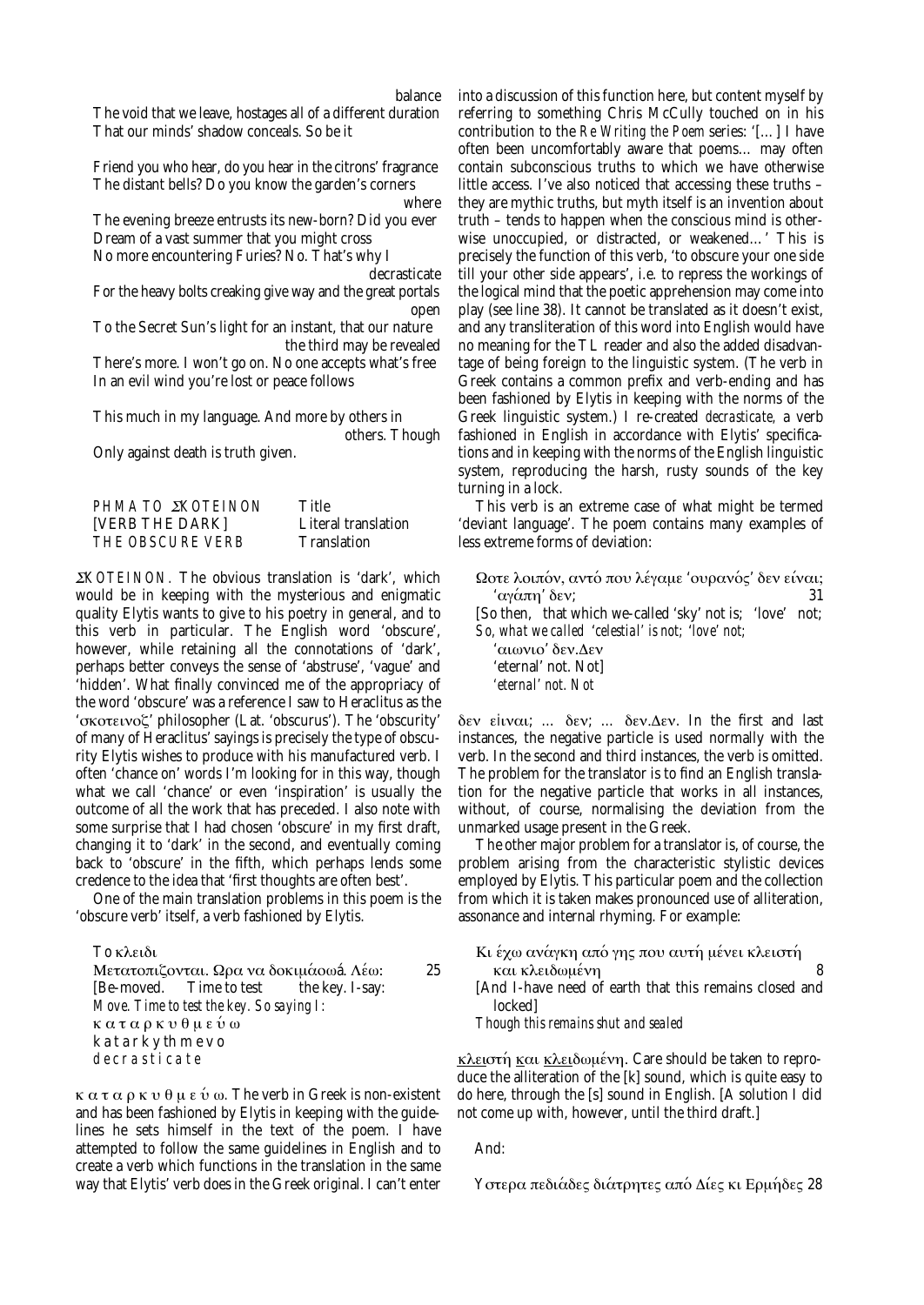balance
The void that we leave, hostages all of a different duration
That our minds' shadow conceals. So be it

Friend you who hear, do you hear in the citrons' fragrance
The distant bells? Do you know the garden's corners
where
The evening breeze entrusts its new-born? Did you ever
Dream of a vast summer that you might cross
No more encountering Furies? No. That's why I
decrasticate
For the heavy bolts creaking give way and the great portals
open
To the Secret Sun's light for an instant, that our nature
the third may be revealed
There's more. I won't go on. No one accepts what's free
In an evil wind you're lost or peace follows

This much in my language. And more by others in
others. Though
Only against death is truth given.

| | |
|---|---|
| *ΡΗΜΑ ΤΟ ΣΚΟΤΕΙΝΟΝ* | Title |
| [VERB THE DARK] | Literal translation |
| *THE OBSCURE VERB* | Translation |

*ΣΚΟΤΕΙΝΟΝ*. The obvious translation is 'dark', which would be in keeping with the mysterious and enigmatic quality Elytis wants to give to his poetry in general, and to this verb in particular. The English word 'obscure', however, while retaining all the connotations of 'dark', perhaps better conveys the sense of 'abstruse', 'vague' and 'hidden'. What finally convinced me of the appropriacy of the word 'obscure' was a reference I saw to Heraclitus as the 'σκοτεινος' philosopher (Lat. 'obscurus'). The 'obscurity' of many of Heraclitus' sayings is precisely the type of obscurity Elytis wishes to produce with his manufactured verb. I often 'chance on' words I'm looking for in this way, though what we call 'chance' or even 'inspiration' is usually the outcome of all the work that has preceded. I also note with some surprise that I had chosen 'obscure' in my first draft, changing it to 'dark' in the second, and eventually coming back to 'obscure' in the fifth, which perhaps lends some credence to the idea that 'first thoughts are often best'.

One of the main translation problems in this poem is the 'obscure verb' itself, a verb fashioned by Elytis.

Το κλειδι
Μετατοπιζονται. Ωρα να δοκιμάσω̍ά. Λέω: 25
[Be-moved. Time to test the key. I-say:
*Move. Time to test the key. So saying I:*
κ α τ α ρ κ υ θ μ ε ύ ω
k a t a r k y t h m e v o
*d e c r a s t i c a t e*

κ α τ α ρ κ υ θ μ ε ύ ω. The verb in Greek is non-existent and has been fashioned by Elytis in keeping with the guidelines he sets himself in the text of the poem. I have attempted to follow the same guidelines in English and to create a verb which functions in the translation in the same way that Elytis' verb does in the Greek original. I can't enter into a discussion of this function here, but content myself by referring to something Chris McCully touched on in his contribution to the *Re Writing the Poem* series: '[…] I have often been uncomfortably aware that poems… may often contain subconscious truths to which we have otherwise little access. I've also noticed that accessing these truths – they are mythic truths, but myth itself is an invention about truth – tends to happen when the conscious mind is otherwise unoccupied, or distracted, or weakened…' This is precisely the function of this verb, 'to obscure your one side till your other side appears', i.e. to repress the workings of the logical mind that the poetic apprehension may come into play (see line 38). It cannot be translated as it doesn't exist, and any transliteration of this word into English would have no meaning for the TL reader and also the added disadvantage of being foreign to the linguistic system. (The verb in Greek contains a common prefix and verb-ending and has been fashioned by Elytis in keeping with the norms of the Greek linguistic system.) I re-created *decrasticate*, a verb fashioned in English in accordance with Elytis' specifications and in keeping with the norms of the English linguistic system, reproducing the harsh, rusty sounds of the key turning in a lock.

This verb is an extreme case of what might be termed 'deviant language'. The poem contains many examples of less extreme forms of deviation:

Ωστε λοιπόν, αντό που λέγαμε 'ουρανός' δεν είναι;
'αγάπη' δεν; 31
[So then, that which we-called 'sky' not is; 'love' not;
*So, what we called 'celestial' is not; 'love' not;*
'αιωνιο' δεν.Δεν
'eternal' not. Not]
*'eternal' not. Not*

δεν είιναι; … δεν; … δεν.Δεν. In the first and last instances, the negative particle is used normally with the verb. In the second and third instances, the verb is omitted. The problem for the translator is to find an English translation for the negative particle that works in all instances, without, of course, normalising the deviation from the unmarked usage present in the Greek.

The other major problem for a translator is, of course, the problem arising from the characteristic stylistic devices employed by Elytis. This particular poem and the collection from which it is taken makes pronounced use of alliteration, assonance and internal rhyming. For example:

Κι έχω ανάγκη από γης που αυτή μένει κλειστή
και κλειδωμένη 8
[And I-have need of earth that this remains closed and locked]
*Though this remains shut and sealed*

κλειστή και κλειδωμένη. Care should be taken to reproduce the alliteration of the [k] sound, which is quite easy to do here, through the [s] sound in English. [A solution I did not come up with, however, until the third draft.]

And:

Υστερα πεδιάδες διάτρητες από Δίες κι Ερμήδες 28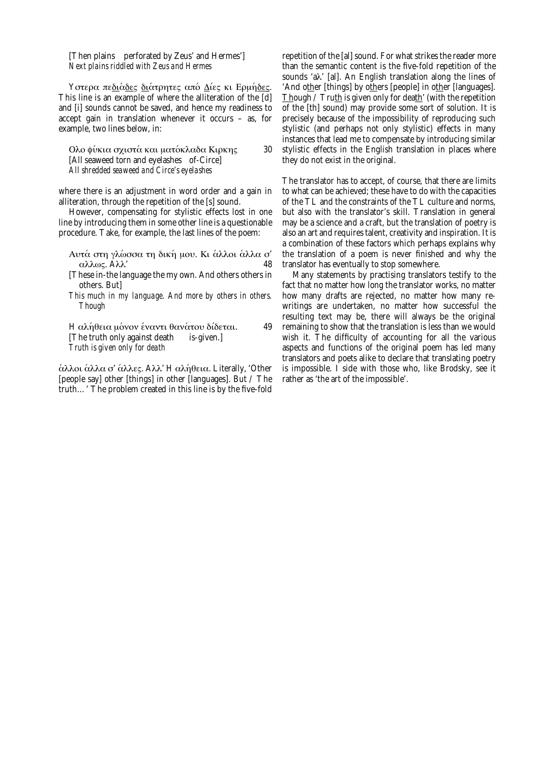[Then plains perforated by Zeus' and Hermes']
*Next plains riddled with Zeus and Hermes*

Υστερα πε<u>διά</u><u>δες</u> <u>δι</u>άτρητες από <u>Δί</u>ες κι Ερμή<u>δες</u>. This line is an example of where the alliteration of the [d] and [i] sounds cannot be saved, and hence my readiness to accept gain in translation whenever it occurs – as, for example, two lines below, in:

Ολο φύκια σχιστά και ματόκλαδα Κιρκης 30
[All seaweed torn and eyelashes of-Circe]
*All shredded seaweed and Circe's eyelashes*

where there is an adjustment in word order and a gain in alliteration, through the repetition of the [s] sound.

However, compensating for stylistic effects lost in one line by introducing them in some other line is a questionable procedure. Take, for example, the last lines of the poem:

Αυτά στη γλώσσα τη δική μου. Κι άλλοι άλλα σ' αλλως. Αλλ' 48
[These in-the language the my own. And others others in others. But]
*This much in my language. And more by others in others. Though*

Η αλήθεια μόνον έναντι θανάτου δίδεται. 49
[The truth only against death is-given.]
*Truth is given only for death*

άλλοι άλλα σ' άλλες. Αλλ' Η αλήθεια. Literally, 'Other [people say] other [things] in other [languages]. But / The truth…' The problem created in this line is by the five-fold repetition of the [al] sound. For what strikes the reader more than the semantic content is the five-fold repetition of the sounds 'αλ' [al]. An English translation along the lines of 'And o<u>th</u>er [things] by o<u>th</u>ers [people] in o<u>th</u>er [languages]. <u>Th</u>ough / Tru<u>th</u> is given only for dea<u>th</u>' (with the repetition of the [th] sound) may provide some sort of solution. It is precisely because of the impossibility of reproducing such stylistic (and perhaps not only stylistic) effects in many instances that lead me to compensate by introducing similar stylistic effects in the English translation in places where they do not exist in the original.

The translator has to accept, of course, that there are limits to what can be achieved; these have to do with the capacities of the TL and the constraints of the TL culture and norms, but also with the translator's skill. Translation in general may be a science and a craft, but the translation of poetry is also an art and requires talent, creativity and inspiration. It is a combination of these factors which perhaps explains why the translation of a poem is never finished and why the translator has eventually to stop somewhere.

Many statements by practising translators testify to the fact that no matter how long the translator works, no matter how many drafts are rejected, no matter how many re-writings are undertaken, no matter how successful the resulting text may be, there will always be the original remaining to show that the translation is less than we would wish it. The difficulty of accounting for all the various aspects and functions of the original poem has led many translators and poets alike to declare that translating poetry is impossible. I side with those who, like Brodsky, see it rather as 'the art of the impossible'.